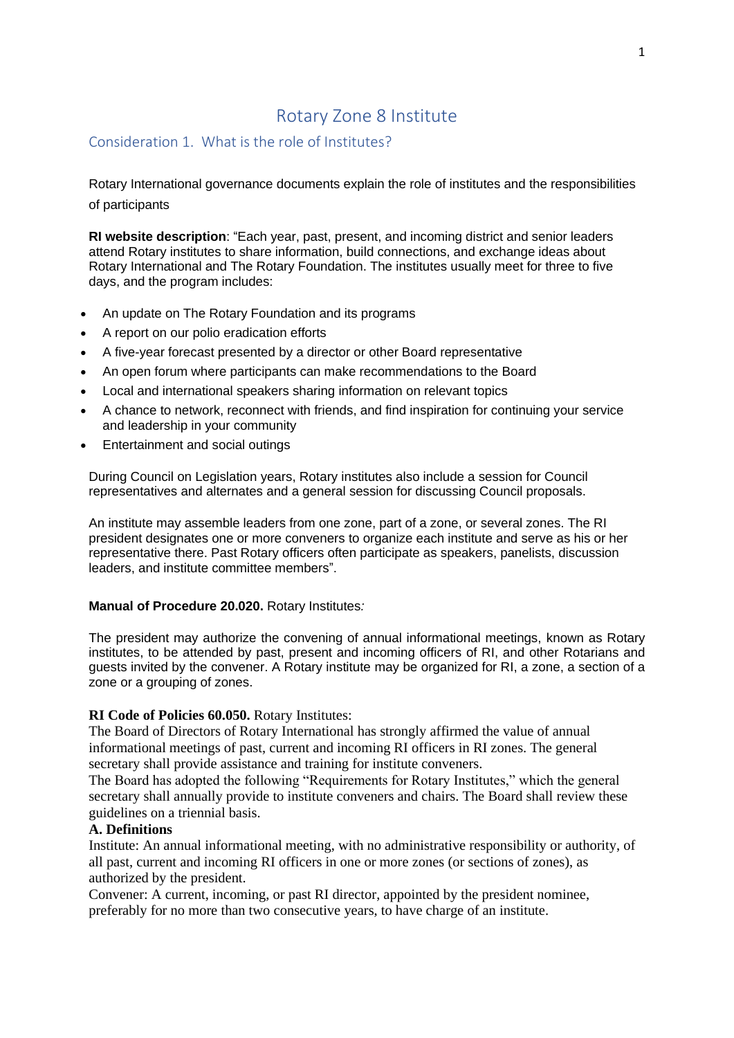# Rotary Zone 8 Institute

## Consideration 1. What is the role of Institutes?

Rotary International governance documents explain the role of institutes and the responsibilities of participants

**RI website description**: "Each year, past, present, and incoming district and senior leaders attend Rotary institutes to share information, build connections, and exchange ideas about Rotary International and The Rotary Foundation. The institutes usually meet for three to five days, and the program includes:

- An update on The Rotary Foundation and its programs
- A report on our polio eradication efforts
- A five-year forecast presented by a director or other Board representative
- An open forum where participants can make recommendations to the Board
- Local and international speakers sharing information on relevant topics
- A chance to network, reconnect with friends, and find inspiration for continuing your service and leadership in your community
- Entertainment and social outings

During Council on Legislation years, Rotary institutes also include a session for Council representatives and alternates and a general session for discussing Council proposals.

An institute may assemble leaders from one zone, part of a zone, or several zones. The RI president designates one or more conveners to organize each institute and serve as his or her representative there. Past Rotary officers often participate as speakers, panelists, discussion leaders, and institute committee members".

**Manual of Procedure 20.020.** Rotary Institutes*:*

The president may authorize the convening of annual informational meetings, known as Rotary institutes, to be attended by past, present and incoming officers of RI, and other Rotarians and guests invited by the convener. A Rotary institute may be organized for RI, a zone, a section of a zone or a grouping of zones.

**RI Code of Policies 60.050.** Rotary Institutes:
The Board of Directors of Rotary International has strongly affirmed the value of annual informational meetings of past, current and incoming RI officers in RI zones. The general secretary shall provide assistance and training for institute conveners.
The Board has adopted the following "Requirements for Rotary Institutes," which the general secretary shall annually provide to institute conveners and chairs. The Board shall review these guidelines on a triennial basis.

**A. Definitions**

Institute: An annual informational meeting, with no administrative responsibility or authority, of all past, current and incoming RI officers in one or more zones (or sections of zones), as authorized by the president.
Convener: A current, incoming, or past RI director, appointed by the president nominee, preferably for no more than two consecutive years, to have charge of an institute.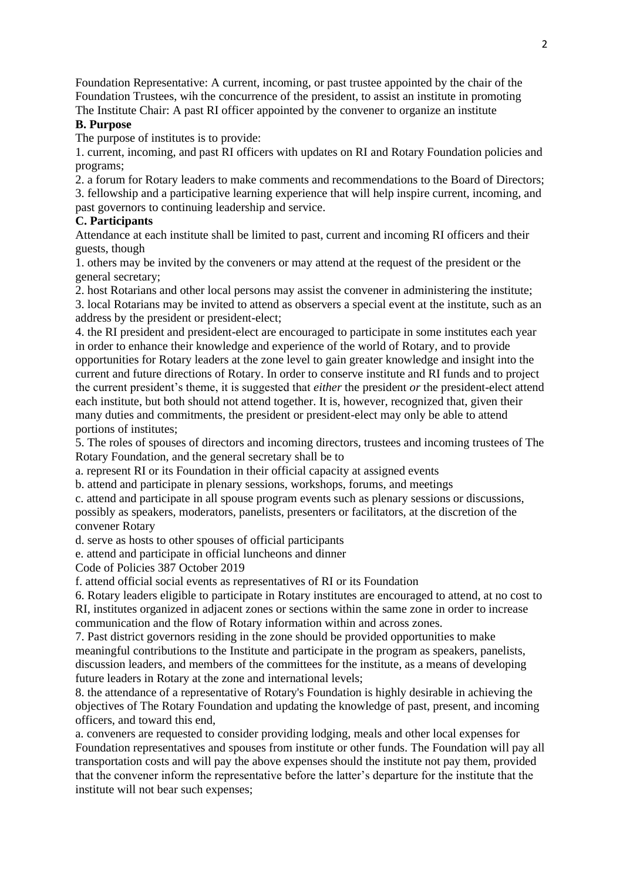Foundation Representative: A current, incoming, or past trustee appointed by the chair of the Foundation Trustees, wih the concurrence of the president, to assist an institute in promoting
The Institute Chair: A past RI officer appointed by the convener to organize an institute

**B. Purpose**

The purpose of institutes is to provide:

1. current, incoming, and past RI officers with updates on RI and Rotary Foundation policies and programs;
2. a forum for Rotary leaders to make comments and recommendations to the Board of Directors;
3. fellowship and a participative learning experience that will help inspire current, incoming, and past governors to continuing leadership and service.

**C. Participants**

Attendance at each institute shall be limited to past, current and incoming RI officers and their guests, though

1. others may be invited by the conveners or may attend at the request of the president or the general secretary;
2. host Rotarians and other local persons may assist the convener in administering the institute;
3. local Rotarians may be invited to attend as observers a special event at the institute, such as an address by the president or president-elect;
4. the RI president and president-elect are encouraged to participate in some institutes each year in order to enhance their knowledge and experience of the world of Rotary, and to provide opportunities for Rotary leaders at the zone level to gain greater knowledge and insight into the current and future directions of Rotary. In order to conserve institute and RI funds and to project the current president's theme, it is suggested that *either* the president *or* the president-elect attend each institute, but both should not attend together. It is, however, recognized that, given their many duties and commitments, the president or president-elect may only be able to attend portions of institutes;
5. The roles of spouses of directors and incoming directors, trustees and incoming trustees of The Rotary Foundation, and the general secretary shall be to
   a. represent RI or its Foundation in their official capacity at assigned events
   b. attend and participate in plenary sessions, workshops, forums, and meetings
   c. attend and participate in all spouse program events such as plenary sessions or discussions, possibly as speakers, moderators, panelists, presenters or facilitators, at the discretion of the convener Rotary
   d. serve as hosts to other spouses of official participants
   e. attend and participate in official luncheons and dinner
   Code of Policies 387 October 2019
   f. attend official social events as representatives of RI or its Foundation
6. Rotary leaders eligible to participate in Rotary institutes are encouraged to attend, at no cost to RI, institutes organized in adjacent zones or sections within the same zone in order to increase communication and the flow of Rotary information within and across zones.
7. Past district governors residing in the zone should be provided opportunities to make meaningful contributions to the Institute and participate in the program as speakers, panelists, discussion leaders, and members of the committees for the institute, as a means of developing future leaders in Rotary at the zone and international levels;
8. the attendance of a representative of Rotary's Foundation is highly desirable in achieving the objectives of The Rotary Foundation and updating the knowledge of past, present, and incoming officers, and toward this end,
   a. conveners are requested to consider providing lodging, meals and other local expenses for Foundation representatives and spouses from institute or other funds. The Foundation will pay all transportation costs and will pay the above expenses should the institute not pay them, provided that the convener inform the representative before the latter's departure for the institute that the institute will not bear such expenses;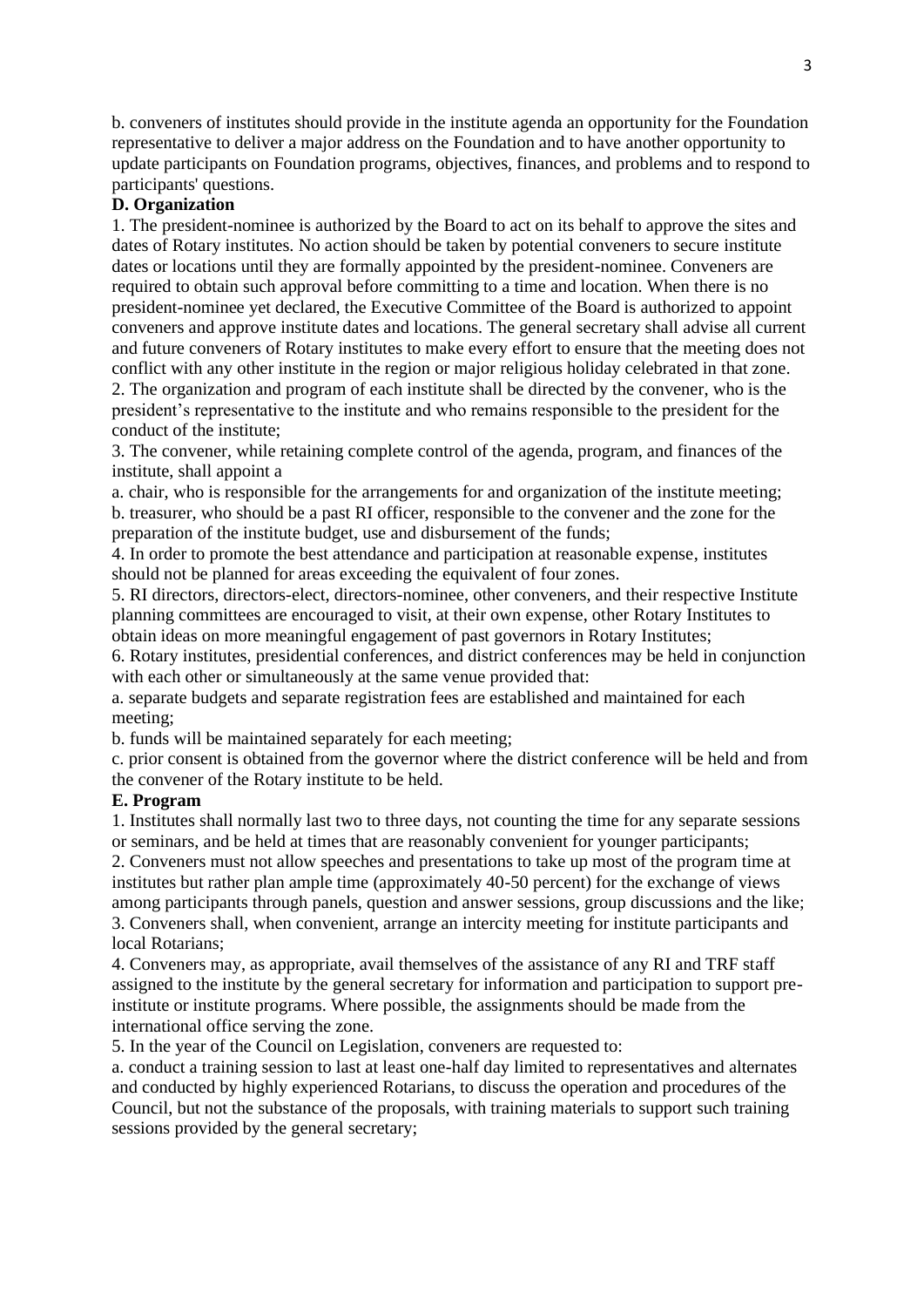b. conveners of institutes should provide in the institute agenda an opportunity for the Foundation representative to deliver a major address on the Foundation and to have another opportunity to update participants on Foundation programs, objectives, finances, and problems and to respond to participants' questions.

**D. Organization**

1. The president-nominee is authorized by the Board to act on its behalf to approve the sites and dates of Rotary institutes. No action should be taken by potential conveners to secure institute dates or locations until they are formally appointed by the president-nominee. Conveners are required to obtain such approval before committing to a time and location. When there is no president-nominee yet declared, the Executive Committee of the Board is authorized to appoint conveners and approve institute dates and locations. The general secretary shall advise all current and future conveners of Rotary institutes to make every effort to ensure that the meeting does not conflict with any other institute in the region or major religious holiday celebrated in that zone.
2. The organization and program of each institute shall be directed by the convener, who is the president's representative to the institute and who remains responsible to the president for the conduct of the institute;
3. The convener, while retaining complete control of the agenda, program, and finances of the institute, shall appoint a

a. chair, who is responsible for the arrangements for and organization of the institute meeting;
b. treasurer, who should be a past RI officer, responsible to the convener and the zone for the preparation of the institute budget, use and disbursement of the funds;

4. In order to promote the best attendance and participation at reasonable expense, institutes should not be planned for areas exceeding the equivalent of four zones.
5. RI directors, directors-elect, directors-nominee, other conveners, and their respective Institute planning committees are encouraged to visit, at their own expense, other Rotary Institutes to obtain ideas on more meaningful engagement of past governors in Rotary Institutes;
6. Rotary institutes, presidential conferences, and district conferences may be held in conjunction with each other or simultaneously at the same venue provided that:

a. separate budgets and separate registration fees are established and maintained for each meeting;
b. funds will be maintained separately for each meeting;
c. prior consent is obtained from the governor where the district conference will be held and from the convener of the Rotary institute to be held.

**E. Program**

1. Institutes shall normally last two to three days, not counting the time for any separate sessions or seminars, and be held at times that are reasonably convenient for younger participants;
2. Conveners must not allow speeches and presentations to take up most of the program time at institutes but rather plan ample time (approximately 40-50 percent) for the exchange of views among participants through panels, question and answer sessions, group discussions and the like;
3. Conveners shall, when convenient, arrange an intercity meeting for institute participants and local Rotarians;
4. Conveners may, as appropriate, avail themselves of the assistance of any RI and TRF staff assigned to the institute by the general secretary for information and participation to support pre-institute or institute programs. Where possible, the assignments should be made from the international office serving the zone.
5. In the year of the Council on Legislation, conveners are requested to:

a. conduct a training session to last at least one-half day limited to representatives and alternates and conducted by highly experienced Rotarians, to discuss the operation and procedures of the Council, but not the substance of the proposals, with training materials to support such training sessions provided by the general secretary;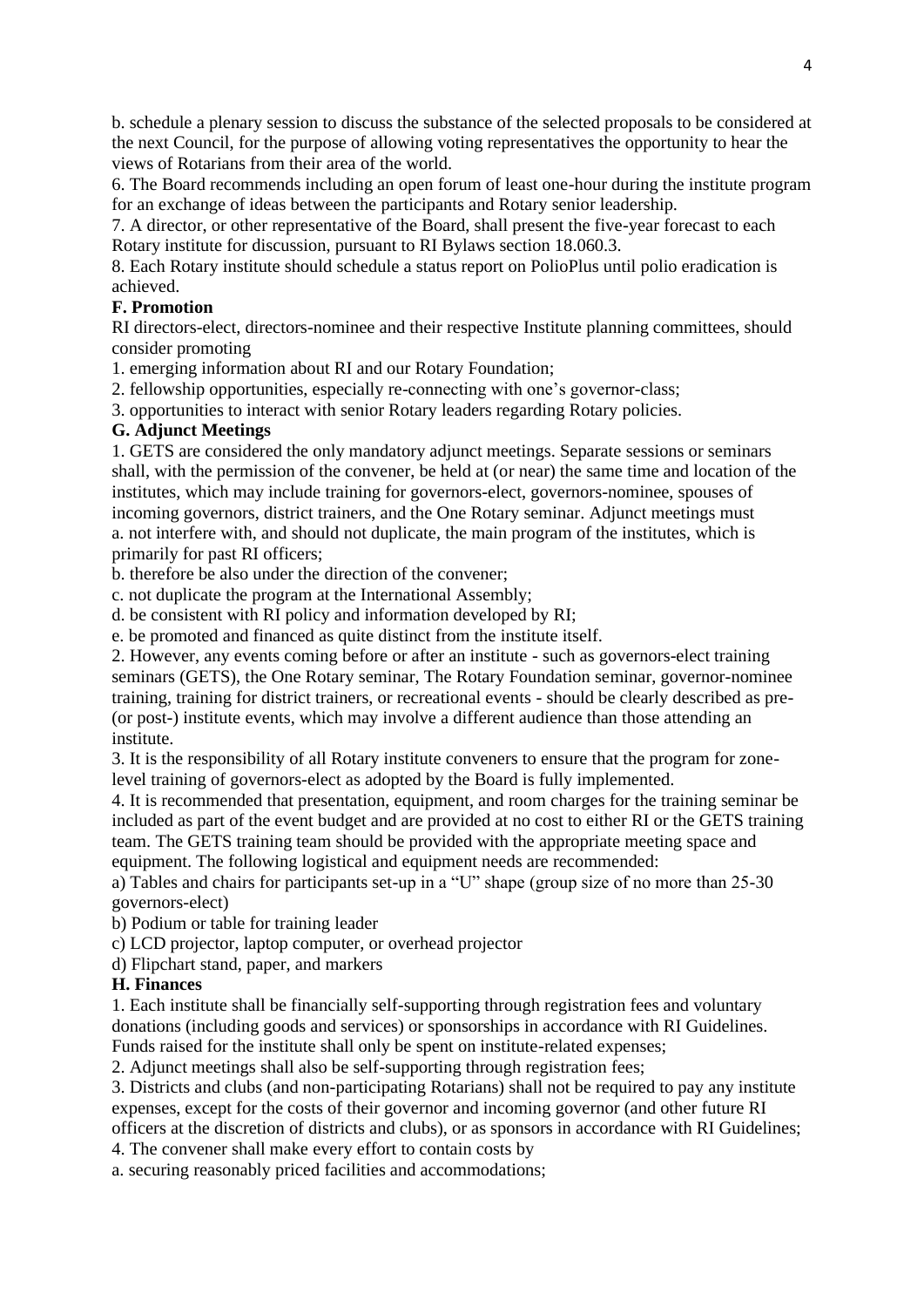b. schedule a plenary session to discuss the substance of the selected proposals to be considered at the next Council, for the purpose of allowing voting representatives the opportunity to hear the views of Rotarians from their area of the world.

6. The Board recommends including an open forum of least one-hour during the institute program for an exchange of ideas between the participants and Rotary senior leadership.

7. A director, or other representative of the Board, shall present the five-year forecast to each Rotary institute for discussion, pursuant to RI Bylaws section 18.060.3.

8. Each Rotary institute should schedule a status report on PolioPlus until polio eradication is achieved.

**F. Promotion**

RI directors-elect, directors-nominee and their respective Institute planning committees, should consider promoting

1. emerging information about RI and our Rotary Foundation;
2. fellowship opportunities, especially re-connecting with one's governor-class;
3. opportunities to interact with senior Rotary leaders regarding Rotary policies.

**G. Adjunct Meetings**

1. GETS are considered the only mandatory adjunct meetings. Separate sessions or seminars shall, with the permission of the convener, be held at (or near) the same time and location of the institutes, which may include training for governors-elect, governors-nominee, spouses of incoming governors, district trainers, and the One Rotary seminar. Adjunct meetings must

a. not interfere with, and should not duplicate, the main program of the institutes, which is primarily for past RI officers;

b. therefore be also under the direction of the convener;

c. not duplicate the program at the International Assembly;

d. be consistent with RI policy and information developed by RI;

e. be promoted and financed as quite distinct from the institute itself.

2. However, any events coming before or after an institute - such as governors-elect training seminars (GETS), the One Rotary seminar, The Rotary Foundation seminar, governor-nominee training, training for district trainers, or recreational events - should be clearly described as pre- (or post-) institute events, which may involve a different audience than those attending an institute.

3. It is the responsibility of all Rotary institute conveners to ensure that the program for zone-level training of governors-elect as adopted by the Board is fully implemented.

4. It is recommended that presentation, equipment, and room charges for the training seminar be included as part of the event budget and are provided at no cost to either RI or the GETS training team. The GETS training team should be provided with the appropriate meeting space and equipment. The following logistical and equipment needs are recommended:

a) Tables and chairs for participants set-up in a "U" shape (group size of no more than 25-30 governors-elect)

b) Podium or table for training leader

c) LCD projector, laptop computer, or overhead projector

d) Flipchart stand, paper, and markers

**H. Finances**

1. Each institute shall be financially self-supporting through registration fees and voluntary donations (including goods and services) or sponsorships in accordance with RI Guidelines. Funds raised for the institute shall only be spent on institute-related expenses;

2. Adjunct meetings shall also be self-supporting through registration fees;

3. Districts and clubs (and non-participating Rotarians) shall not be required to pay any institute expenses, except for the costs of their governor and incoming governor (and other future RI officers at the discretion of districts and clubs), or as sponsors in accordance with RI Guidelines;

4. The convener shall make every effort to contain costs by

a. securing reasonably priced facilities and accommodations;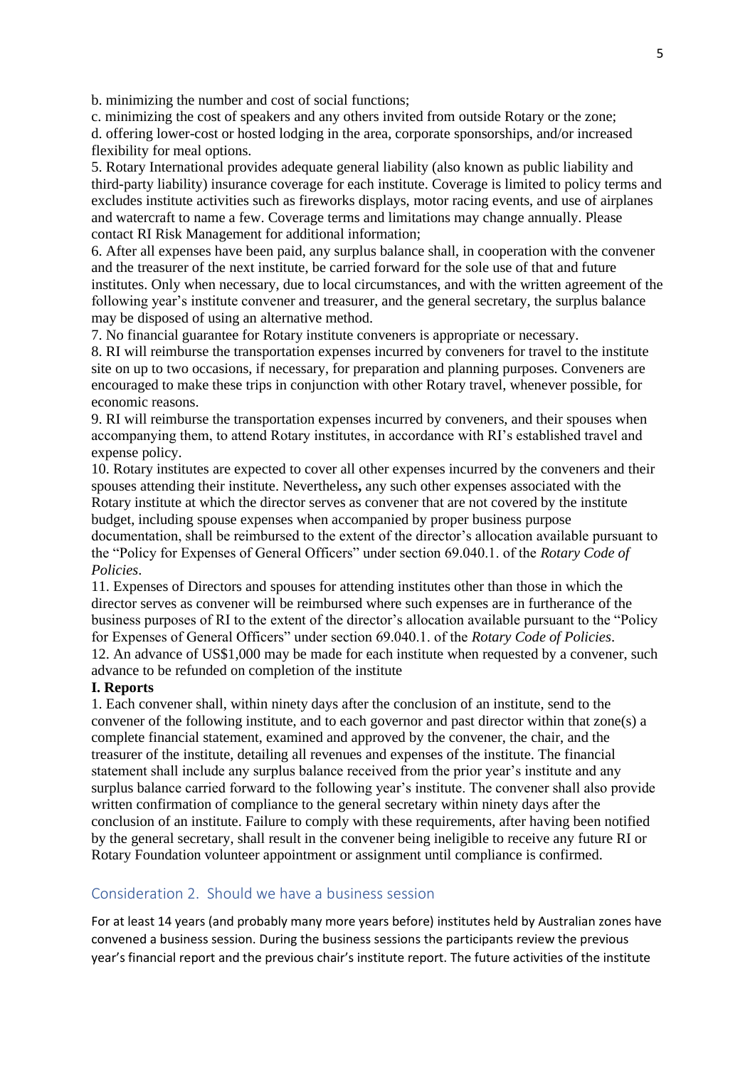b. minimizing the number and cost of social functions;

c. minimizing the cost of speakers and any others invited from outside Rotary or the zone;

d. offering lower-cost or hosted lodging in the area, corporate sponsorships, and/or increased flexibility for meal options.

5. Rotary International provides adequate general liability (also known as public liability and third-party liability) insurance coverage for each institute. Coverage is limited to policy terms and excludes institute activities such as fireworks displays, motor racing events, and use of airplanes and watercraft to name a few. Coverage terms and limitations may change annually. Please contact RI Risk Management for additional information;

6. After all expenses have been paid, any surplus balance shall, in cooperation with the convener and the treasurer of the next institute, be carried forward for the sole use of that and future institutes. Only when necessary, due to local circumstances, and with the written agreement of the following year's institute convener and treasurer, and the general secretary, the surplus balance may be disposed of using an alternative method.

7. No financial guarantee for Rotary institute conveners is appropriate or necessary.

8. RI will reimburse the transportation expenses incurred by conveners for travel to the institute site on up to two occasions, if necessary, for preparation and planning purposes. Conveners are encouraged to make these trips in conjunction with other Rotary travel, whenever possible, for economic reasons.

9. RI will reimburse the transportation expenses incurred by conveners, and their spouses when accompanying them, to attend Rotary institutes, in accordance with RI's established travel and expense policy.

10. Rotary institutes are expected to cover all other expenses incurred by the conveners and their spouses attending their institute. Nevertheless**,** any such other expenses associated with the Rotary institute at which the director serves as convener that are not covered by the institute budget, including spouse expenses when accompanied by proper business purpose documentation, shall be reimbursed to the extent of the director's allocation available pursuant to the "Policy for Expenses of General Officers" under section 69.040.1. of the *Rotary Code of Policies*.

11. Expenses of Directors and spouses for attending institutes other than those in which the director serves as convener will be reimbursed where such expenses are in furtherance of the business purposes of RI to the extent of the director's allocation available pursuant to the "Policy for Expenses of General Officers" under section 69.040.1. of the *Rotary Code of Policies*.

12. An advance of US$1,000 may be made for each institute when requested by a convener, such advance to be refunded on completion of the institute

**I. Reports**

1. Each convener shall, within ninety days after the conclusion of an institute, send to the convener of the following institute, and to each governor and past director within that zone(s) a complete financial statement, examined and approved by the convener, the chair, and the treasurer of the institute, detailing all revenues and expenses of the institute. The financial statement shall include any surplus balance received from the prior year's institute and any surplus balance carried forward to the following year's institute. The convener shall also provide written confirmation of compliance to the general secretary within ninety days after the conclusion of an institute. Failure to comply with these requirements, after having been notified by the general secretary, shall result in the convener being ineligible to receive any future RI or Rotary Foundation volunteer appointment or assignment until compliance is confirmed.

## Consideration 2. Should we have a business session

For at least 14 years (and probably many more years before) institutes held by Australian zones have convened a business session. During the business sessions the participants review the previous year's financial report and the previous chair's institute report. The future activities of the institute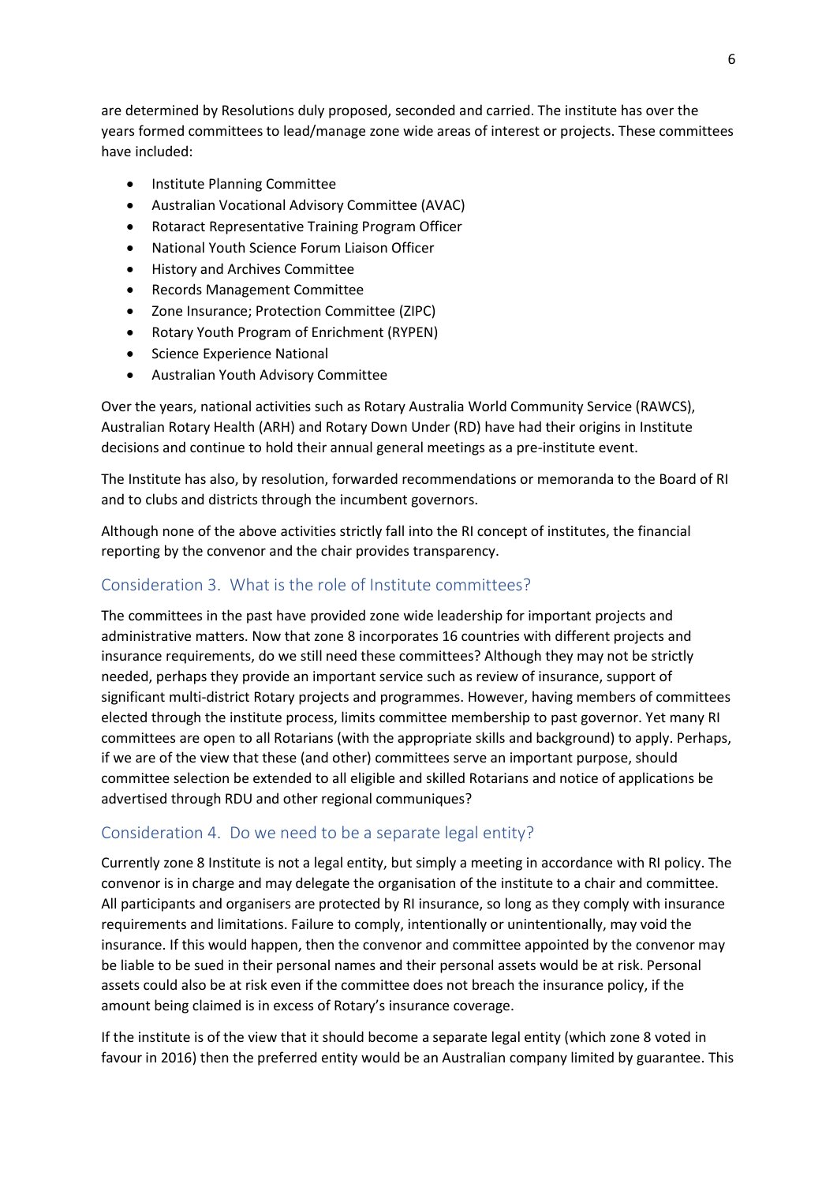are determined by Resolutions duly proposed, seconded and carried. The institute has over the years formed committees to lead/manage zone wide areas of interest or projects. These committees have included:

- Institute Planning Committee
- Australian Vocational Advisory Committee (AVAC)
- Rotaract Representative Training Program Officer
- National Youth Science Forum Liaison Officer
- History and Archives Committee
- Records Management Committee
- Zone Insurance; Protection Committee (ZIPC)
- Rotary Youth Program of Enrichment (RYPEN)
- Science Experience National
- Australian Youth Advisory Committee

Over the years, national activities such as Rotary Australia World Community Service (RAWCS), Australian Rotary Health (ARH) and Rotary Down Under (RD) have had their origins in Institute decisions and continue to hold their annual general meetings as a pre-institute event.

The Institute has also, by resolution, forwarded recommendations or memoranda to the Board of RI and to clubs and districts through the incumbent governors.

Although none of the above activities strictly fall into the RI concept of institutes, the financial reporting by the convenor and the chair provides transparency.

## Consideration 3. What is the role of Institute committees?

The committees in the past have provided zone wide leadership for important projects and administrative matters. Now that zone 8 incorporates 16 countries with different projects and insurance requirements, do we still need these committees? Although they may not be strictly needed, perhaps they provide an important service such as review of insurance, support of significant multi-district Rotary projects and programmes. However, having members of committees elected through the institute process, limits committee membership to past governor. Yet many RI committees are open to all Rotarians (with the appropriate skills and background) to apply. Perhaps, if we are of the view that these (and other) committees serve an important purpose, should committee selection be extended to all eligible and skilled Rotarians and notice of applications be advertised through RDU and other regional communiques?

## Consideration 4. Do we need to be a separate legal entity?

Currently zone 8 Institute is not a legal entity, but simply a meeting in accordance with RI policy. The convenor is in charge and may delegate the organisation of the institute to a chair and committee. All participants and organisers are protected by RI insurance, so long as they comply with insurance requirements and limitations. Failure to comply, intentionally or unintentionally, may void the insurance. If this would happen, then the convenor and committee appointed by the convenor may be liable to be sued in their personal names and their personal assets would be at risk. Personal assets could also be at risk even if the committee does not breach the insurance policy, if the amount being claimed is in excess of Rotary's insurance coverage.

If the institute is of the view that it should become a separate legal entity (which zone 8 voted in favour in 2016) then the preferred entity would be an Australian company limited by guarantee. This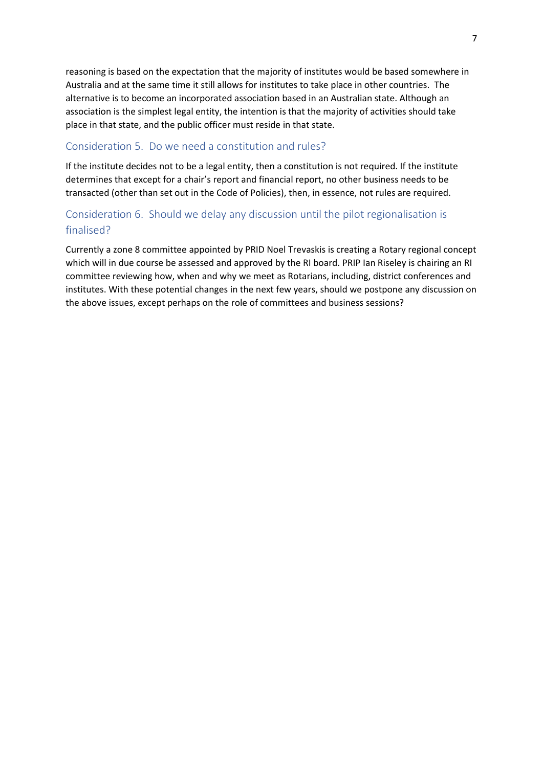reasoning is based on the expectation that the majority of institutes would be based somewhere in Australia and at the same time it still allows for institutes to take place in other countries. The alternative is to become an incorporated association based in an Australian state. Although an association is the simplest legal entity, the intention is that the majority of activities should take place in that state, and the public officer must reside in that state.

## Consideration 5. Do we need a constitution and rules?

If the institute decides not to be a legal entity, then a constitution is not required. If the institute determines that except for a chair's report and financial report, no other business needs to be transacted (other than set out in the Code of Policies), then, in essence, not rules are required.

## Consideration 6. Should we delay any discussion until the pilot regionalisation is finalised?

Currently a zone 8 committee appointed by PRID Noel Trevaskis is creating a Rotary regional concept which will in due course be assessed and approved by the RI board. PRIP Ian Riseley is chairing an RI committee reviewing how, when and why we meet as Rotarians, including, district conferences and institutes. With these potential changes in the next few years, should we postpone any discussion on the above issues, except perhaps on the role of committees and business sessions?